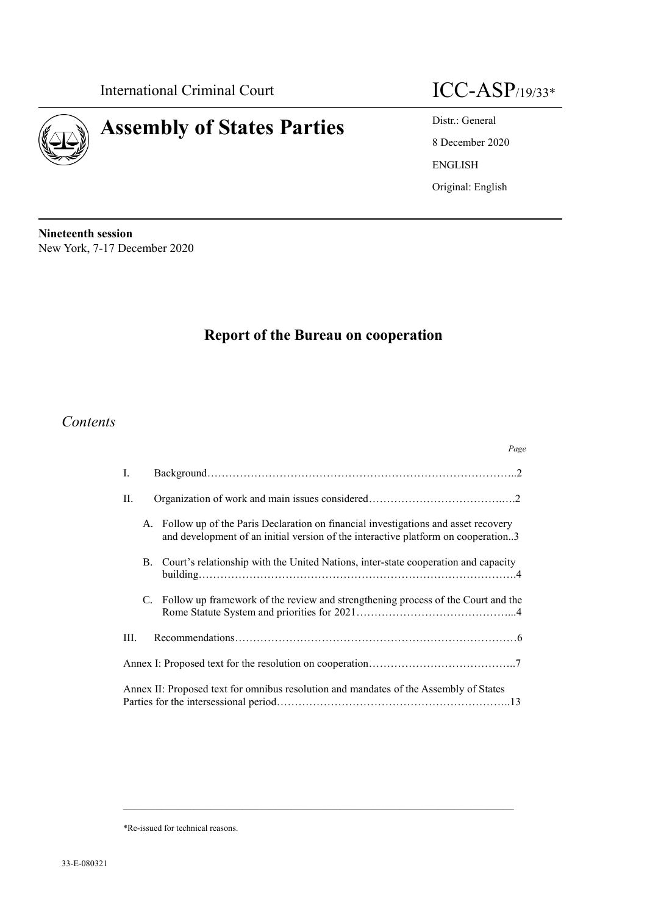International Criminal Court

ICC-ASP/19/33*

# Assembly of States Parties

Distr.: General

8 December 2020

ENGLISH

Original: English

**Nineteenth session**
New York, 7-17 December 2020

## Report of the Bureau on cooperation

*Contents*

| | Page |
|---|---|
| I. Background | 2 |
| II. Organization of work and main issues considered | 2 |
| A. Follow up of the Paris Declaration on financial investigations and asset recovery and development of an initial version of the interactive platform on cooperation | 3 |
| B. Court's relationship with the United Nations, inter-state cooperation and capacity building | 4 |
| C. Follow up framework of the review and strengthening process of the Court and the Rome Statute System and priorities for 2021 | 4 |
| III. Recommendations | 6 |
| Annex I: Proposed text for the resolution on cooperation | 7 |
| Annex II: Proposed text for omnibus resolution and mandates of the Assembly of States Parties for the intersessional period | 13 |

*Re-issued for technical reasons.

33-E-080321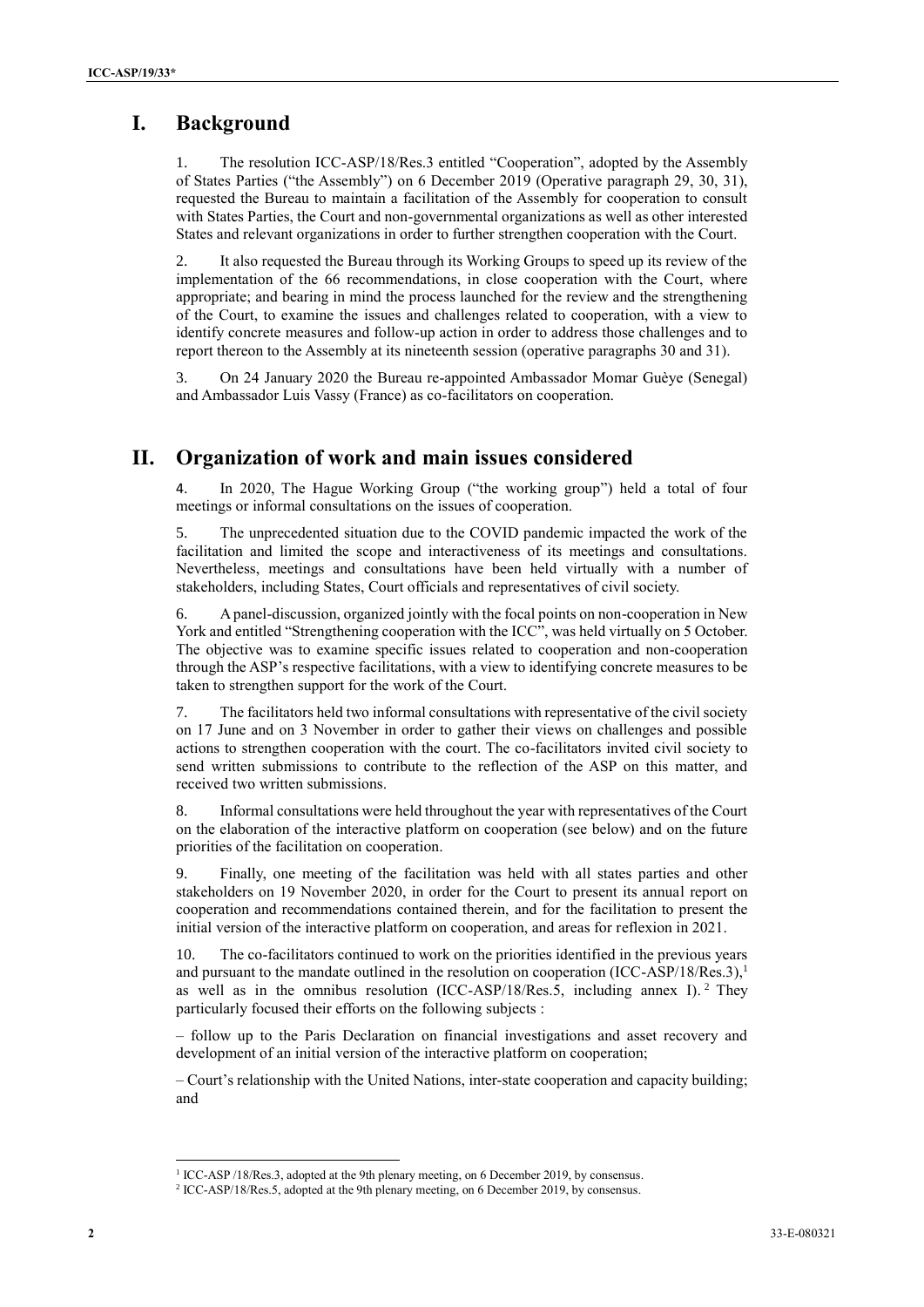# I. Background

1. The resolution ICC-ASP/18/Res.3 entitled "Cooperation", adopted by the Assembly of States Parties ("the Assembly") on 6 December 2019 (Operative paragraph 29, 30, 31), requested the Bureau to maintain a facilitation of the Assembly for cooperation to consult with States Parties, the Court and non-governmental organizations as well as other interested States and relevant organizations in order to further strengthen cooperation with the Court.

2. It also requested the Bureau through its Working Groups to speed up its review of the implementation of the 66 recommendations, in close cooperation with the Court, where appropriate; and bearing in mind the process launched for the review and the strengthening of the Court, to examine the issues and challenges related to cooperation, with a view to identify concrete measures and follow-up action in order to address those challenges and to report thereon to the Assembly at its nineteenth session (operative paragraphs 30 and 31).

3. On 24 January 2020 the Bureau re-appointed Ambassador Momar Guèye (Senegal) and Ambassador Luis Vassy (France) as co-facilitators on cooperation.

# II. Organization of work and main issues considered

4. In 2020, The Hague Working Group ("the working group") held a total of four meetings or informal consultations on the issues of cooperation.

5. The unprecedented situation due to the COVID pandemic impacted the work of the facilitation and limited the scope and interactiveness of its meetings and consultations. Nevertheless, meetings and consultations have been held virtually with a number of stakeholders, including States, Court officials and representatives of civil society.

6. A panel-discussion, organized jointly with the focal points on non-cooperation in New York and entitled "Strengthening cooperation with the ICC", was held virtually on 5 October. The objective was to examine specific issues related to cooperation and non-cooperation through the ASP's respective facilitations, with a view to identifying concrete measures to be taken to strengthen support for the work of the Court.

7. The facilitators held two informal consultations with representative of the civil society on 17 June and on 3 November in order to gather their views on challenges and possible actions to strengthen cooperation with the court. The co-facilitators invited civil society to send written submissions to contribute to the reflection of the ASP on this matter, and received two written submissions.

8. Informal consultations were held throughout the year with representatives of the Court on the elaboration of the interactive platform on cooperation (see below) and on the future priorities of the facilitation on cooperation.

9. Finally, one meeting of the facilitation was held with all states parties and other stakeholders on 19 November 2020, in order for the Court to present its annual report on cooperation and recommendations contained therein, and for the facilitation to present the initial version of the interactive platform on cooperation, and areas for reflexion in 2021.

10. The co-facilitators continued to work on the priorities identified in the previous years and pursuant to the mandate outlined in the resolution on cooperation (ICC-ASP/18/Res.3),[1] as well as in the omnibus resolution (ICC-ASP/18/Res.5, including annex I).[2] They particularly focused their efforts on the following subjects :

– follow up to the Paris Declaration on financial investigations and asset recovery and development of an initial version of the interactive platform on cooperation;

– Court's relationship with the United Nations, inter-state cooperation and capacity building; and

[1] ICC-ASP /18/Res.3, adopted at the 9th plenary meeting, on 6 December 2019, by consensus.

[2] ICC-ASP/18/Res.5, adopted at the 9th plenary meeting, on 6 December 2019, by consensus.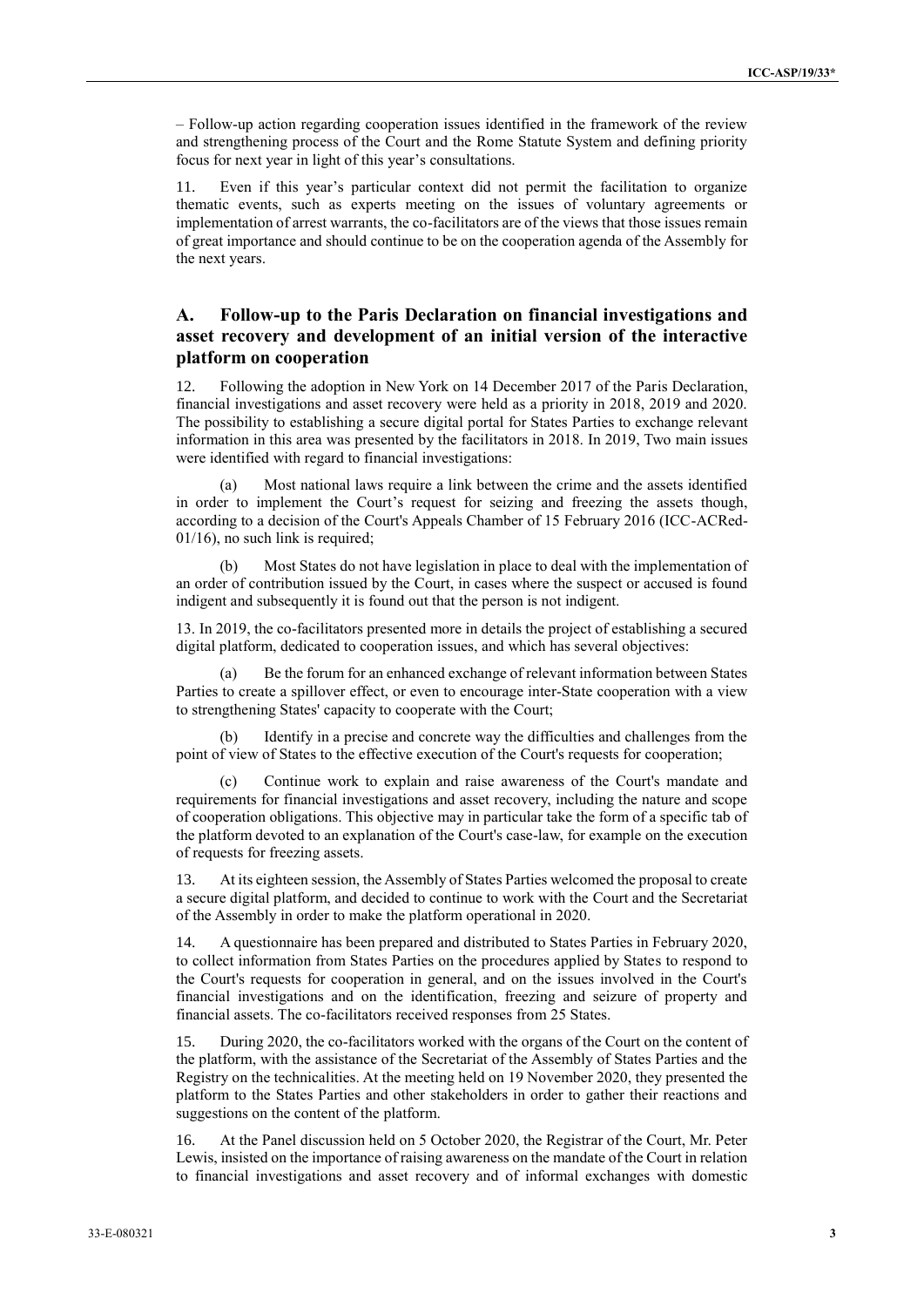– Follow-up action regarding cooperation issues identified in the framework of the review and strengthening process of the Court and the Rome Statute System and defining priority focus for next year in light of this year's consultations.

11. Even if this year's particular context did not permit the facilitation to organize thematic events, such as experts meeting on the issues of voluntary agreements or implementation of arrest warrants, the co-facilitators are of the views that those issues remain of great importance and should continue to be on the cooperation agenda of the Assembly for the next years.

## A. Follow-up to the Paris Declaration on financial investigations and asset recovery and development of an initial version of the interactive platform on cooperation

12. Following the adoption in New York on 14 December 2017 of the Paris Declaration, financial investigations and asset recovery were held as a priority in 2018, 2019 and 2020. The possibility to establishing a secure digital portal for States Parties to exchange relevant information in this area was presented by the facilitators in 2018. In 2019, Two main issues were identified with regard to financial investigations:

(a) Most national laws require a link between the crime and the assets identified in order to implement the Court's request for seizing and freezing the assets though, according to a decision of the Court's Appeals Chamber of 15 February 2016 (ICC-ACRed-01/16), no such link is required;

(b) Most States do not have legislation in place to deal with the implementation of an order of contribution issued by the Court, in cases where the suspect or accused is found indigent and subsequently it is found out that the person is not indigent.

13. In 2019, the co-facilitators presented more in details the project of establishing a secured digital platform, dedicated to cooperation issues, and which has several objectives:

(a) Be the forum for an enhanced exchange of relevant information between States Parties to create a spillover effect, or even to encourage inter-State cooperation with a view to strengthening States' capacity to cooperate with the Court;

(b) Identify in a precise and concrete way the difficulties and challenges from the point of view of States to the effective execution of the Court's requests for cooperation;

(c) Continue work to explain and raise awareness of the Court's mandate and requirements for financial investigations and asset recovery, including the nature and scope of cooperation obligations. This objective may in particular take the form of a specific tab of the platform devoted to an explanation of the Court's case-law, for example on the execution of requests for freezing assets.

13. At its eighteen session, the Assembly of States Parties welcomed the proposal to create a secure digital platform, and decided to continue to work with the Court and the Secretariat of the Assembly in order to make the platform operational in 2020.

14. A questionnaire has been prepared and distributed to States Parties in February 2020, to collect information from States Parties on the procedures applied by States to respond to the Court's requests for cooperation in general, and on the issues involved in the Court's financial investigations and on the identification, freezing and seizure of property and financial assets. The co-facilitators received responses from 25 States.

15. During 2020, the co-facilitators worked with the organs of the Court on the content of the platform, with the assistance of the Secretariat of the Assembly of States Parties and the Registry on the technicalities. At the meeting held on 19 November 2020, they presented the platform to the States Parties and other stakeholders in order to gather their reactions and suggestions on the content of the platform.

16. At the Panel discussion held on 5 October 2020, the Registrar of the Court, Mr. Peter Lewis, insisted on the importance of raising awareness on the mandate of the Court in relation to financial investigations and asset recovery and of informal exchanges with domestic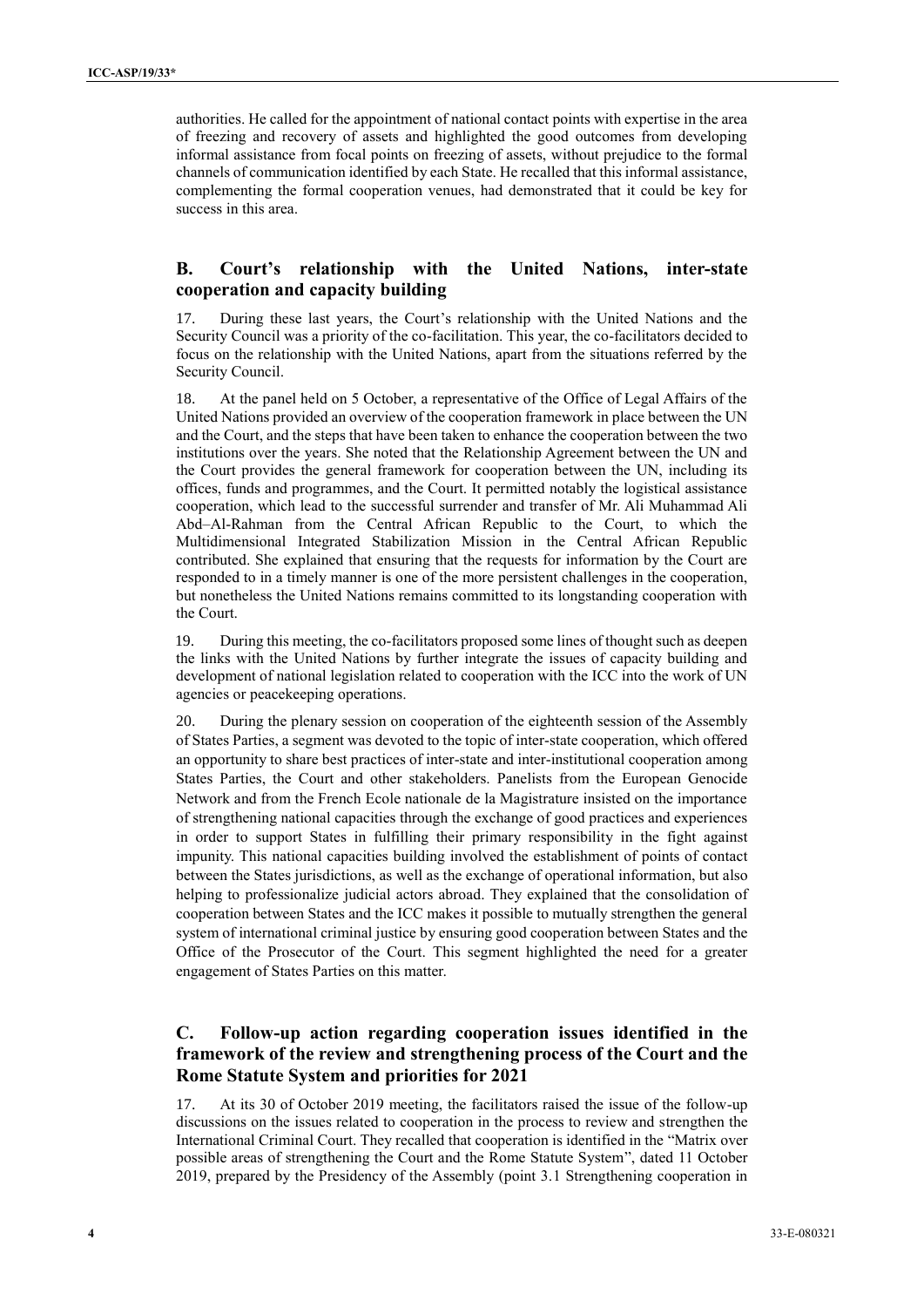authorities. He called for the appointment of national contact points with expertise in the area of freezing and recovery of assets and highlighted the good outcomes from developing informal assistance from focal points on freezing of assets, without prejudice to the formal channels of communication identified by each State. He recalled that this informal assistance, complementing the formal cooperation venues, had demonstrated that it could be key for success in this area.

## B. Court's relationship with the United Nations, inter-state cooperation and capacity building

17. During these last years, the Court's relationship with the United Nations and the Security Council was a priority of the co-facilitation. This year, the co-facilitators decided to focus on the relationship with the United Nations, apart from the situations referred by the Security Council.

18. At the panel held on 5 October, a representative of the Office of Legal Affairs of the United Nations provided an overview of the cooperation framework in place between the UN and the Court, and the steps that have been taken to enhance the cooperation between the two institutions over the years. She noted that the Relationship Agreement between the UN and the Court provides the general framework for cooperation between the UN, including its offices, funds and programmes, and the Court. It permitted notably the logistical assistance cooperation, which lead to the successful surrender and transfer of Mr. Ali Muhammad Ali Abd–Al-Rahman from the Central African Republic to the Court, to which the Multidimensional Integrated Stabilization Mission in the Central African Republic contributed. She explained that ensuring that the requests for information by the Court are responded to in a timely manner is one of the more persistent challenges in the cooperation, but nonetheless the United Nations remains committed to its longstanding cooperation with the Court.

19. During this meeting, the co-facilitators proposed some lines of thought such as deepen the links with the United Nations by further integrate the issues of capacity building and development of national legislation related to cooperation with the ICC into the work of UN agencies or peacekeeping operations.

20. During the plenary session on cooperation of the eighteenth session of the Assembly of States Parties, a segment was devoted to the topic of inter-state cooperation, which offered an opportunity to share best practices of inter-state and inter-institutional cooperation among States Parties, the Court and other stakeholders. Panelists from the European Genocide Network and from the French Ecole nationale de la Magistrature insisted on the importance of strengthening national capacities through the exchange of good practices and experiences in order to support States in fulfilling their primary responsibility in the fight against impunity. This national capacities building involved the establishment of points of contact between the States jurisdictions, as well as the exchange of operational information, but also helping to professionalize judicial actors abroad. They explained that the consolidation of cooperation between States and the ICC makes it possible to mutually strengthen the general system of international criminal justice by ensuring good cooperation between States and the Office of the Prosecutor of the Court. This segment highlighted the need for a greater engagement of States Parties on this matter.

## C. Follow-up action regarding cooperation issues identified in the framework of the review and strengthening process of the Court and the Rome Statute System and priorities for 2021

17. At its 30 of October 2019 meeting, the facilitators raised the issue of the follow-up discussions on the issues related to cooperation in the process to review and strengthen the International Criminal Court. They recalled that cooperation is identified in the "Matrix over possible areas of strengthening the Court and the Rome Statute System", dated 11 October 2019, prepared by the Presidency of the Assembly (point 3.1 Strengthening cooperation in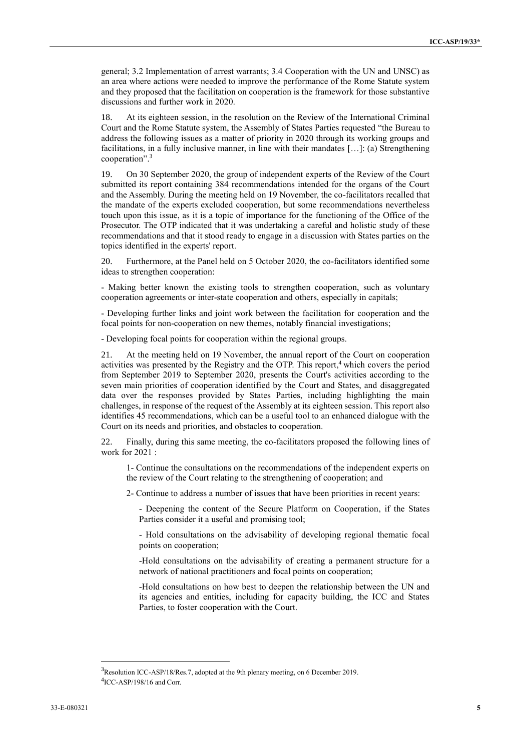general; 3.2 Implementation of arrest warrants; 3.4 Cooperation with the UN and UNSC) as an area where actions were needed to improve the performance of the Rome Statute system and they proposed that the facilitation on cooperation is the framework for those substantive discussions and further work in 2020.

18. At its eighteen session, in the resolution on the Review of the International Criminal Court and the Rome Statute system, the Assembly of States Parties requested "the Bureau to address the following issues as a matter of priority in 2020 through its working groups and facilitations, in a fully inclusive manner, in line with their mandates […]: (a) Strengthening cooperation".[3]

19. On 30 September 2020, the group of independent experts of the Review of the Court submitted its report containing 384 recommendations intended for the organs of the Court and the Assembly. During the meeting held on 19 November, the co-facilitators recalled that the mandate of the experts excluded cooperation, but some recommendations nevertheless touch upon this issue, as it is a topic of importance for the functioning of the Office of the Prosecutor. The OTP indicated that it was undertaking a careful and holistic study of these recommendations and that it stood ready to engage in a discussion with States parties on the topics identified in the experts' report.

20. Furthermore, at the Panel held on 5 October 2020, the co-facilitators identified some ideas to strengthen cooperation:

- Making better known the existing tools to strengthen cooperation, such as voluntary cooperation agreements or inter-state cooperation and others, especially in capitals;

- Developing further links and joint work between the facilitation for cooperation and the focal points for non-cooperation on new themes, notably financial investigations;

- Developing focal points for cooperation within the regional groups.

21. At the meeting held on 19 November, the annual report of the Court on cooperation activities was presented by the Registry and the OTP. This report,[4] which covers the period from September 2019 to September 2020, presents the Court's activities according to the seven main priorities of cooperation identified by the Court and States, and disaggregated data over the responses provided by States Parties, including highlighting the main challenges, in response of the request of the Assembly at its eighteen session. This report also identifies 45 recommendations, which can be a useful tool to an enhanced dialogue with the Court on its needs and priorities, and obstacles to cooperation.

22. Finally, during this same meeting, the co-facilitators proposed the following lines of work for 2021 :

1- Continue the consultations on the recommendations of the independent experts on the review of the Court relating to the strengthening of cooperation; and

2- Continue to address a number of issues that have been priorities in recent years:

- Deepening the content of the Secure Platform on Cooperation, if the States Parties consider it a useful and promising tool;

- Hold consultations on the advisability of developing regional thematic focal points on cooperation;

-Hold consultations on the advisability of creating a permanent structure for a network of national practitioners and focal points on cooperation;

-Hold consultations on how best to deepen the relationship between the UN and its agencies and entities, including for capacity building, the ICC and States Parties, to foster cooperation with the Court.

---

[3] Resolution ICC-ASP/18/Res.7, adopted at the 9th plenary meeting, on 6 December 2019.

[4] ICC-ASP/198/16 and Corr.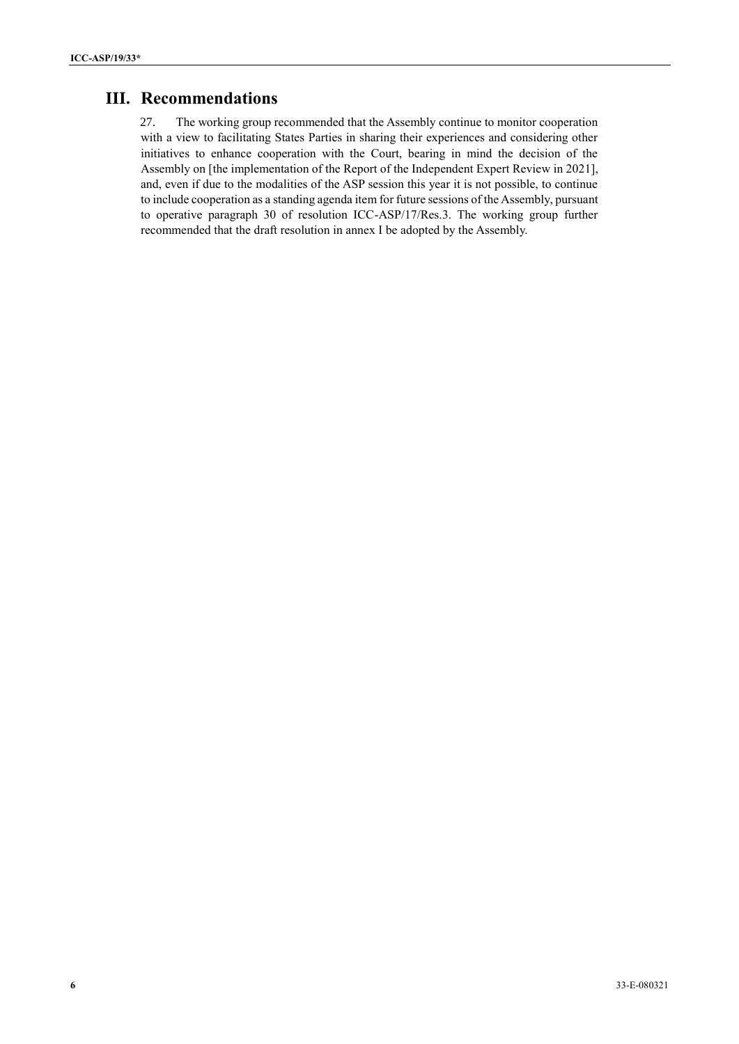## III. Recommendations

27. The working group recommended that the Assembly continue to monitor cooperation with a view to facilitating States Parties in sharing their experiences and considering other initiatives to enhance cooperation with the Court, bearing in mind the decision of the Assembly on [the implementation of the Report of the Independent Expert Review in 2021], and, even if due to the modalities of the ASP session this year it is not possible, to continue to include cooperation as a standing agenda item for future sessions of the Assembly, pursuant to operative paragraph 30 of resolution ICC-ASP/17/Res.3. The working group further recommended that the draft resolution in annex I be adopted by the Assembly.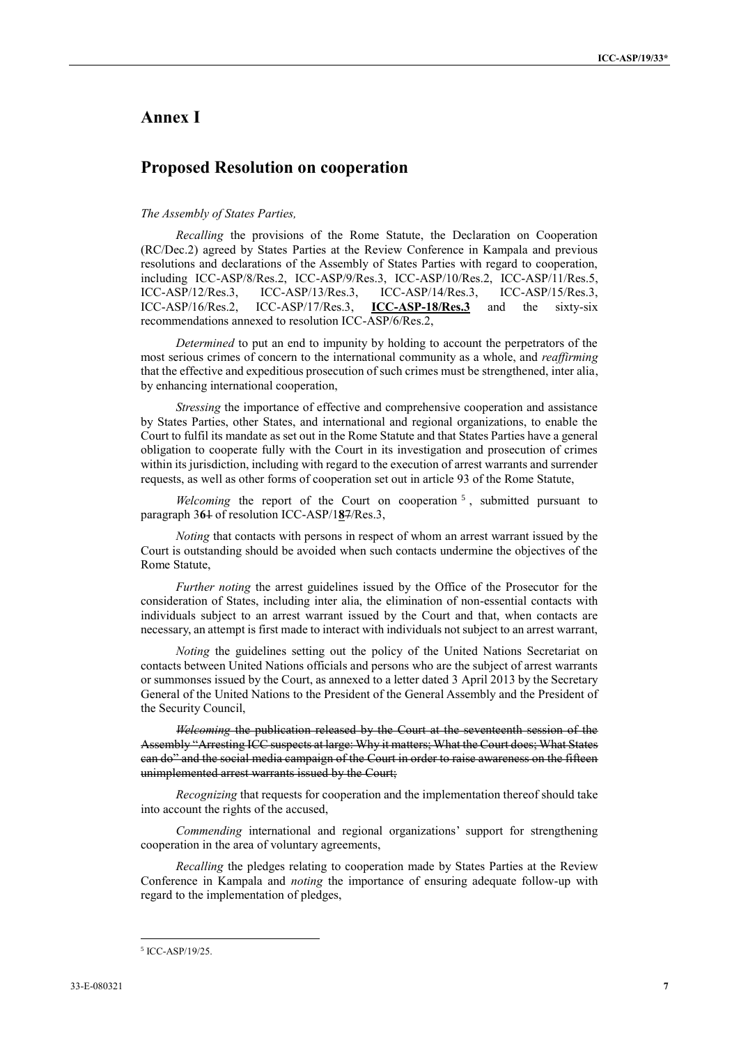# Annex I

## Proposed Resolution on cooperation

*The Assembly of States Parties,*

*Recalling* the provisions of the Rome Statute, the Declaration on Cooperation (RC/Dec.2) agreed by States Parties at the Review Conference in Kampala and previous resolutions and declarations of the Assembly of States Parties with regard to cooperation, including ICC-ASP/8/Res.2, ICC-ASP/9/Res.3, ICC-ASP/10/Res.2, ICC-ASP/11/Res.5, ICC-ASP/12/Res.3, ICC-ASP/13/Res.3, ICC-ASP/14/Res.3, ICC-ASP/15/Res.3, ICC-ASP/16/Res.2, ICC-ASP/17/Res.3, **ICC-ASP-18/Res.3** and the sixty-six recommendations annexed to resolution ICC-ASP/6/Res.2,

*Determined* to put an end to impunity by holding to account the perpetrators of the most serious crimes of concern to the international community as a whole, and *reaffirming* that the effective and expeditious prosecution of such crimes must be strengthened, inter alia, by enhancing international cooperation,

*Stressing* the importance of effective and comprehensive cooperation and assistance by States Parties, other States, and international and regional organizations, to enable the Court to fulfil its mandate as set out in the Rome Statute and that States Parties have a general obligation to cooperate fully with the Court in its investigation and prosecution of crimes within its jurisdiction, including with regard to the execution of arrest warrants and surrender requests, as well as other forms of cooperation set out in article 93 of the Rome Statute,

*Welcoming* the report of the Court on cooperation[5], submitted pursuant to paragraph 3**6**~~1~~ of resolution ICC-ASP/1**8**~~7~~/Res.3,

*Noting* that contacts with persons in respect of whom an arrest warrant issued by the Court is outstanding should be avoided when such contacts undermine the objectives of the Rome Statute,

*Further noting* the arrest guidelines issued by the Office of the Prosecutor for the consideration of States, including inter alia, the elimination of non-essential contacts with individuals subject to an arrest warrant issued by the Court and that, when contacts are necessary, an attempt is first made to interact with individuals not subject to an arrest warrant,

*Noting* the guidelines setting out the policy of the United Nations Secretariat on contacts between United Nations officials and persons who are the subject of arrest warrants or summonses issued by the Court, as annexed to a letter dated 3 April 2013 by the Secretary General of the United Nations to the President of the General Assembly and the President of the Security Council,

~~*Welcoming* the publication released by the Court at the seventeenth session of the Assembly "Arresting ICC suspects at large: Why it matters; What the Court does; What States can do" and the social media campaign of the Court in order to raise awareness on the fifteen unimplemented arrest warrants issued by the Court;~~

*Recognizing* that requests for cooperation and the implementation thereof should take into account the rights of the accused,

*Commending* international and regional organizations' support for strengthening cooperation in the area of voluntary agreements,

*Recalling* the pledges relating to cooperation made by States Parties at the Review Conference in Kampala and *noting* the importance of ensuring adequate follow-up with regard to the implementation of pledges,

---

[5] ICC-ASP/19/25.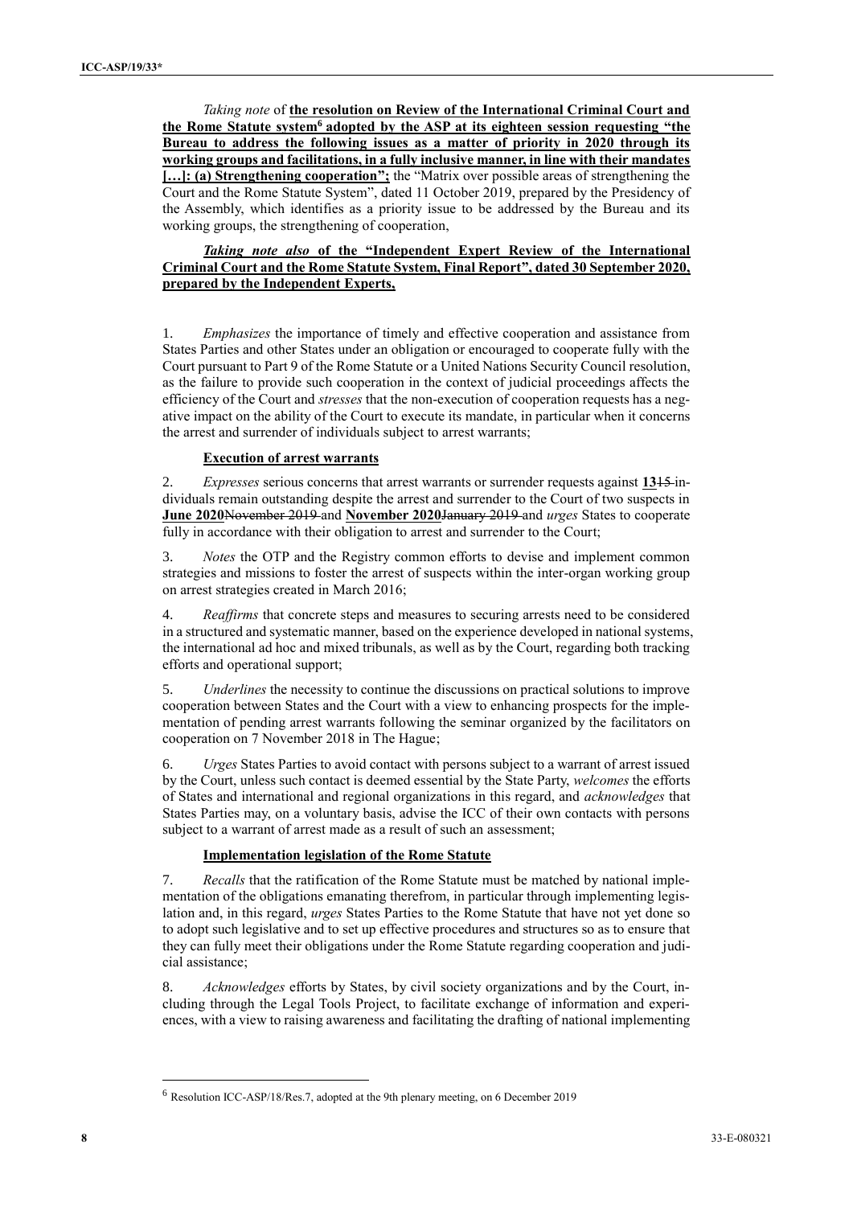*Taking note* of **the resolution on Review of the International Criminal Court and the Rome Statute system[6] adopted by the ASP at its eighteen session requesting "the Bureau to address the following issues as a matter of priority in 2020 through its working groups and facilitations, in a fully inclusive manner, in line with their mandates […]: (a) Strengthening cooperation";** the "Matrix over possible areas of strengthening the Court and the Rome Statute System", dated 11 October 2019, prepared by the Presidency of the Assembly, which identifies as a priority issue to be addressed by the Bureau and its working groups, the strengthening of cooperation,

***Taking note also*** **of the "Independent Expert Review of the International Criminal Court and the Rome Statute System, Final Report", dated 30 September 2020, prepared by the Independent Experts,**

1. *Emphasizes* the importance of timely and effective cooperation and assistance from States Parties and other States under an obligation or encouraged to cooperate fully with the Court pursuant to Part 9 of the Rome Statute or a United Nations Security Council resolution, as the failure to provide such cooperation in the context of judicial proceedings affects the efficiency of the Court and *stresses* that the non-execution of cooperation requests has a negative impact on the ability of the Court to execute its mandate, in particular when it concerns the arrest and surrender of individuals subject to arrest warrants;

**Execution of arrest warrants**

2. *Expresses* serious concerns that arrest warrants or surrender requests against **13**~~15~~ individuals remain outstanding despite the arrest and surrender to the Court of two suspects in **June 2020**~~November 2019~~ and **November 2020**~~January 2019~~ and *urges* States to cooperate fully in accordance with their obligation to arrest and surrender to the Court;

3. *Notes* the OTP and the Registry common efforts to devise and implement common strategies and missions to foster the arrest of suspects within the inter-organ working group on arrest strategies created in March 2016;

4. *Reaffirms* that concrete steps and measures to securing arrests need to be considered in a structured and systematic manner, based on the experience developed in national systems, the international ad hoc and mixed tribunals, as well as by the Court, regarding both tracking efforts and operational support;

5. *Underlines* the necessity to continue the discussions on practical solutions to improve cooperation between States and the Court with a view to enhancing prospects for the implementation of pending arrest warrants following the seminar organized by the facilitators on cooperation on 7 November 2018 in The Hague;

6. *Urges* States Parties to avoid contact with persons subject to a warrant of arrest issued by the Court, unless such contact is deemed essential by the State Party, *welcomes* the efforts of States and international and regional organizations in this regard, and *acknowledges* that States Parties may, on a voluntary basis, advise the ICC of their own contacts with persons subject to a warrant of arrest made as a result of such an assessment;

**Implementation legislation of the Rome Statute**

7. *Recalls* that the ratification of the Rome Statute must be matched by national implementation of the obligations emanating therefrom, in particular through implementing legislation and, in this regard, *urges* States Parties to the Rome Statute that have not yet done so to adopt such legislative and to set up effective procedures and structures so as to ensure that they can fully meet their obligations under the Rome Statute regarding cooperation and judicial assistance;

8. *Acknowledges* efforts by States, by civil society organizations and by the Court, including through the Legal Tools Project, to facilitate exchange of information and experiences, with a view to raising awareness and facilitating the drafting of national implementing

[6] Resolution ICC-ASP/18/Res.7, adopted at the 9th plenary meeting, on 6 December 2019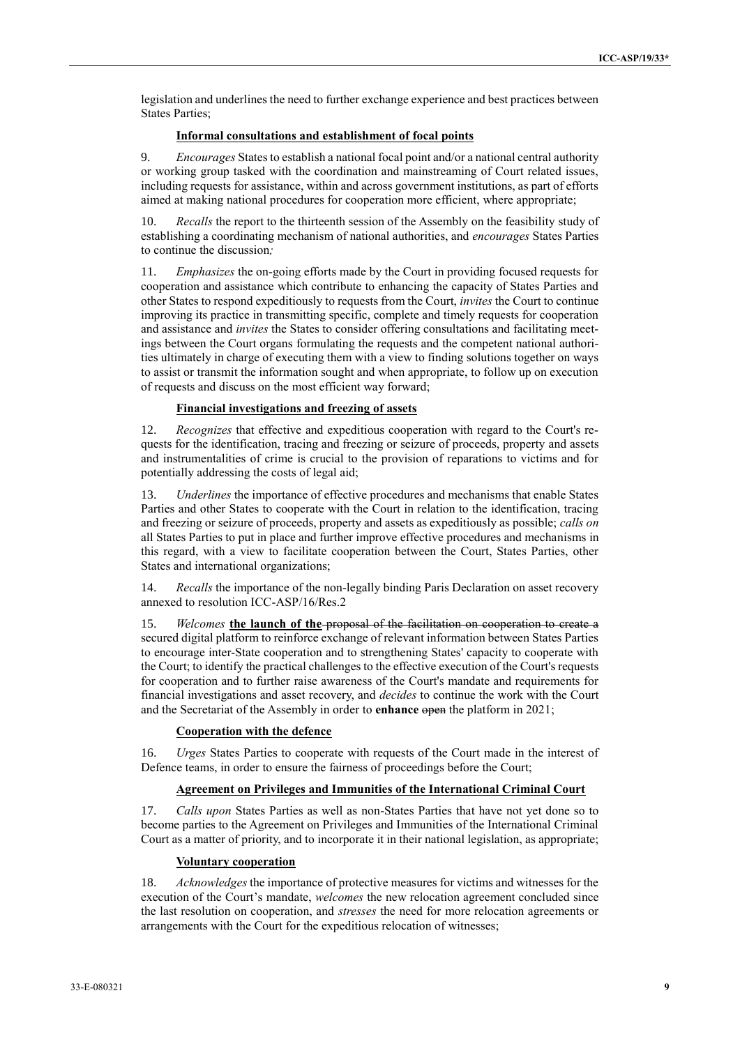legislation and underlines the need to further exchange experience and best practices between States Parties;

**Informal consultations and establishment of focal points**

9. *Encourages* States to establish a national focal point and/or a national central authority or working group tasked with the coordination and mainstreaming of Court related issues, including requests for assistance, within and across government institutions, as part of efforts aimed at making national procedures for cooperation more efficient, where appropriate;

10. *Recalls* the report to the thirteenth session of the Assembly on the feasibility study of establishing a coordinating mechanism of national authorities, and *encourages* States Parties to continue the discussion*;*

11. *Emphasizes* the on-going efforts made by the Court in providing focused requests for cooperation and assistance which contribute to enhancing the capacity of States Parties and other States to respond expeditiously to requests from the Court, *invites* the Court to continue improving its practice in transmitting specific, complete and timely requests for cooperation and assistance and *invites* the States to consider offering consultations and facilitating meetings between the Court organs formulating the requests and the competent national authorities ultimately in charge of executing them with a view to finding solutions together on ways to assist or transmit the information sought and when appropriate, to follow up on execution of requests and discuss on the most efficient way forward;

**Financial investigations and freezing of assets**

12. *Recognizes* that effective and expeditious cooperation with regard to the Court's requests for the identification, tracing and freezing or seizure of proceeds, property and assets and instrumentalities of crime is crucial to the provision of reparations to victims and for potentially addressing the costs of legal aid;

13. *Underlines* the importance of effective procedures and mechanisms that enable States Parties and other States to cooperate with the Court in relation to the identification, tracing and freezing or seizure of proceeds, property and assets as expeditiously as possible; *calls on* all States Parties to put in place and further improve effective procedures and mechanisms in this regard, with a view to facilitate cooperation between the Court, States Parties, other States and international organizations;

14. *Recalls* the importance of the non-legally binding Paris Declaration on asset recovery annexed to resolution ICC-ASP/16/Res.2

15. *Welcomes* **the launch of the** ~~proposal of the facilitation on cooperation to create a~~ secured digital platform to reinforce exchange of relevant information between States Parties to encourage inter-State cooperation and to strengthening States' capacity to cooperate with the Court; to identify the practical challenges to the effective execution of the Court's requests for cooperation and to further raise awareness of the Court's mandate and requirements for financial investigations and asset recovery, and *decides* to continue the work with the Court and the Secretariat of the Assembly in order to **enhance** ~~open~~ the platform in 2021;

**Cooperation with the defence**

16. *Urges* States Parties to cooperate with requests of the Court made in the interest of Defence teams, in order to ensure the fairness of proceedings before the Court;

**Agreement on Privileges and Immunities of the International Criminal Court**

17. *Calls upon* States Parties as well as non-States Parties that have not yet done so to become parties to the Agreement on Privileges and Immunities of the International Criminal Court as a matter of priority, and to incorporate it in their national legislation, as appropriate;

**Voluntary cooperation**

18. *Acknowledges* the importance of protective measures for victims and witnesses for the execution of the Court's mandate, *welcomes* the new relocation agreement concluded since the last resolution on cooperation, and *stresses* the need for more relocation agreements or arrangements with the Court for the expeditious relocation of witnesses;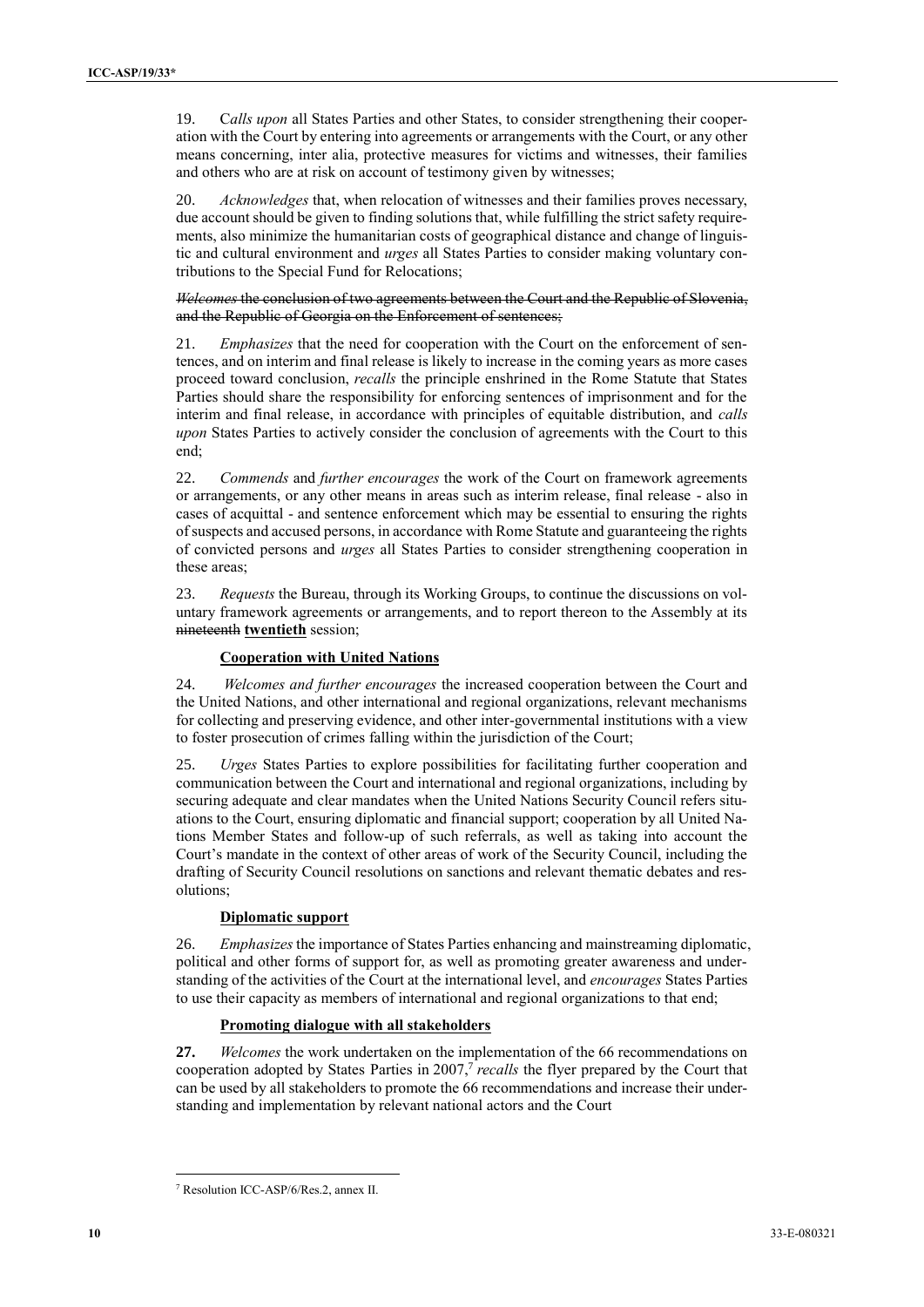19. C*alls upon* all States Parties and other States, to consider strengthening their cooperation with the Court by entering into agreements or arrangements with the Court, or any other means concerning, inter alia, protective measures for victims and witnesses, their families and others who are at risk on account of testimony given by witnesses;

20. *Acknowledges* that, when relocation of witnesses and their families proves necessary, due account should be given to finding solutions that, while fulfilling the strict safety requirements, also minimize the humanitarian costs of geographical distance and change of linguistic and cultural environment and *urges* all States Parties to consider making voluntary contributions to the Special Fund for Relocations;

~~*Welcomes* the conclusion of two agreements between the Court and the Republic of Slovenia, and the Republic of Georgia on the Enforcement of sentences;~~

21. *Emphasizes* that the need for cooperation with the Court on the enforcement of sentences, and on interim and final release is likely to increase in the coming years as more cases proceed toward conclusion, *recalls* the principle enshrined in the Rome Statute that States Parties should share the responsibility for enforcing sentences of imprisonment and for the interim and final release, in accordance with principles of equitable distribution, and *calls upon* States Parties to actively consider the conclusion of agreements with the Court to this end;

22. *Commends* and *further encourages* the work of the Court on framework agreements or arrangements, or any other means in areas such as interim release, final release - also in cases of acquittal - and sentence enforcement which may be essential to ensuring the rights of suspects and accused persons, in accordance with Rome Statute and guaranteeing the rights of convicted persons and *urges* all States Parties to consider strengthening cooperation in these areas;

23. *Requests* the Bureau, through its Working Groups, to continue the discussions on voluntary framework agreements or arrangements, and to report thereon to the Assembly at its ~~nineteenth~~ **twentieth** session;

**Cooperation with United Nations**

24. *Welcomes and further encourages* the increased cooperation between the Court and the United Nations, and other international and regional organizations, relevant mechanisms for collecting and preserving evidence, and other inter-governmental institutions with a view to foster prosecution of crimes falling within the jurisdiction of the Court;

25. *Urges* States Parties to explore possibilities for facilitating further cooperation and communication between the Court and international and regional organizations, including by securing adequate and clear mandates when the United Nations Security Council refers situations to the Court, ensuring diplomatic and financial support; cooperation by all United Nations Member States and follow-up of such referrals, as well as taking into account the Court's mandate in the context of other areas of work of the Security Council, including the drafting of Security Council resolutions on sanctions and relevant thematic debates and resolutions;

**Diplomatic support**

26. *Emphasizes* the importance of States Parties enhancing and mainstreaming diplomatic, political and other forms of support for, as well as promoting greater awareness and understanding of the activities of the Court at the international level, and *encourages* States Parties to use their capacity as members of international and regional organizations to that end;

**Promoting dialogue with all stakeholders**

**27.** *Welcomes* the work undertaken on the implementation of the 66 recommendations on cooperation adopted by States Parties in 2007,[7] *recalls* the flyer prepared by the Court that can be used by all stakeholders to promote the 66 recommendations and increase their understanding and implementation by relevant national actors and the Court

[7] Resolution ICC-ASP/6/Res.2, annex II.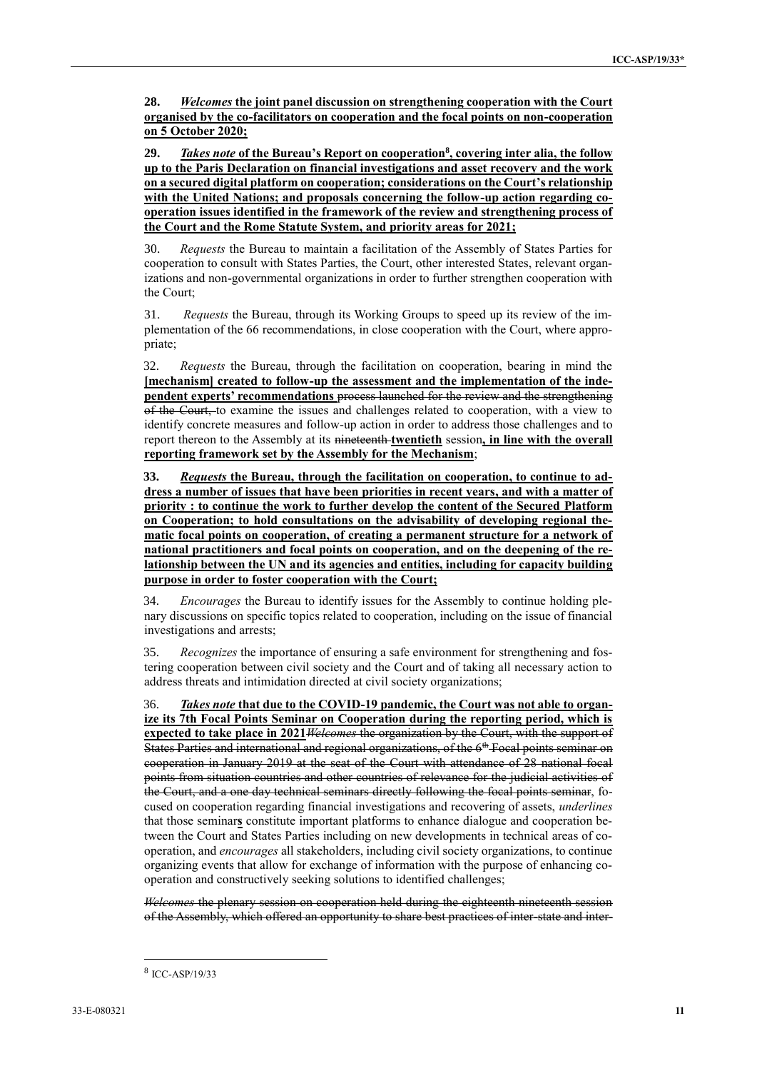**28.** ***Welcomes*** **the joint panel discussion on strengthening cooperation with the Court organised by the co-facilitators on cooperation and the focal points on non-cooperation on 5 October 2020;**

**29.** ***Takes note*** **of the Bureau's Report on cooperation[8], covering inter alia, the follow up to the Paris Declaration on financial investigations and asset recovery and the work on a secured digital platform on cooperation; considerations on the Court's relationship with the United Nations; and proposals concerning the follow-up action regarding co-operation issues identified in the framework of the review and strengthening process of the Court and the Rome Statute System, and priority areas for 2021;**

30. *Requests* the Bureau to maintain a facilitation of the Assembly of States Parties for cooperation to consult with States Parties, the Court, other interested States, relevant organizations and non-governmental organizations in order to further strengthen cooperation with the Court;

31. *Requests* the Bureau, through its Working Groups to speed up its review of the implementation of the 66 recommendations, in close cooperation with the Court, where appropriate;

32. *Requests* the Bureau, through the facilitation on cooperation, bearing in mind the **[mechanism] created to follow-up the assessment and the implementation of the independent experts' recommendations** ~~process launched for the review and the strengthening of the Court,~~ to examine the issues and challenges related to cooperation, with a view to identify concrete measures and follow-up action in order to address those challenges and to report thereon to the Assembly at its ~~nineteenth~~ **twentieth** session**, in line with the overall reporting framework set by the Assembly for the Mechanism**;

**33.** ***Requests*** **the Bureau, through the facilitation on cooperation, to continue to address a number of issues that have been priorities in recent years, and with a matter of priority : to continue the work to further develop the content of the Secured Platform on Cooperation; to hold consultations on the advisability of developing regional thematic focal points on cooperation, of creating a permanent structure for a network of national practitioners and focal points on cooperation, and on the deepening of the relationship between the UN and its agencies and entities, including for capacity building purpose in order to foster cooperation with the Court;**

34. *Encourages* the Bureau to identify issues for the Assembly to continue holding plenary discussions on specific topics related to cooperation, including on the issue of financial investigations and arrests;

35. *Recognizes* the importance of ensuring a safe environment for strengthening and fostering cooperation between civil society and the Court and of taking all necessary action to address threats and intimidation directed at civil society organizations;

36. ***Takes note*** **that due to the COVID-19 pandemic, the Court was not able to organize its 7th Focal Points Seminar on Cooperation during the reporting period, which is expected to take place in 2021**~~*Welcomes* the organization by the Court, with the support of States Parties and international and regional organizations, of the 6th Focal points seminar on cooperation in January 2019 at the seat of the Court with attendance of 28 national focal points from situation countries and other countries of relevance for the judicial activities of the Court, and a one day technical seminars directly following the focal points seminar~~, focused on cooperation regarding financial investigations and recovering of assets, *underlines* that those seminar**s** constitute important platforms to enhance dialogue and cooperation between the Court and States Parties including on new developments in technical areas of cooperation, and *encourages* all stakeholders, including civil society organizations, to continue organizing events that allow for exchange of information with the purpose of enhancing cooperation and constructively seeking solutions to identified challenges;

~~*Welcomes* the plenary session on cooperation held during the eighteenth nineteenth session of the Assembly, which offered an opportunity to share best practices of inter-state and inter-~~

---

[8] ICC-ASP/19/33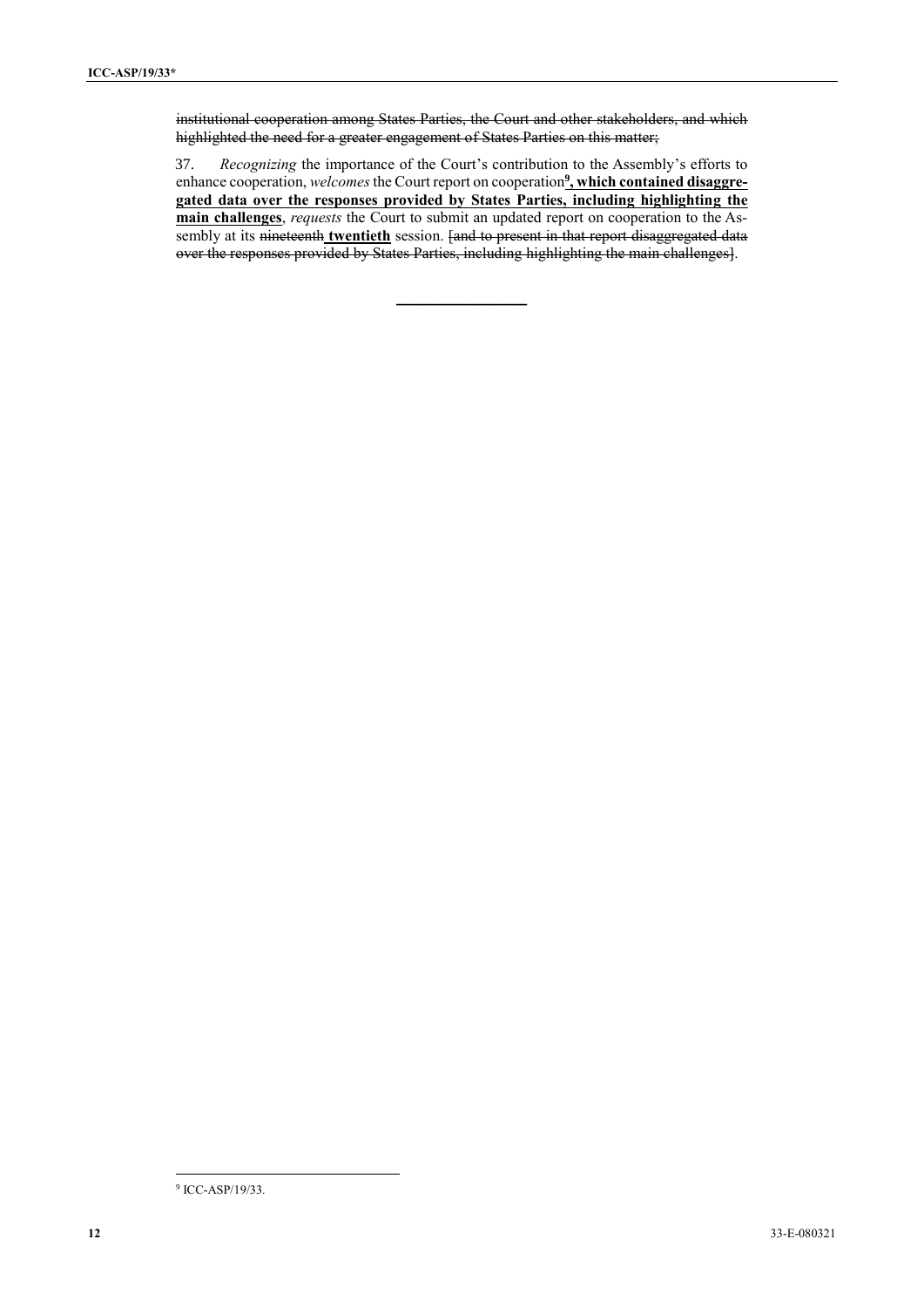~~institutional cooperation among States Parties, the Court and other stakeholders, and which highlighted the need for a greater engagement of States Parties on this matter;~~

37. *Recognizing* the importance of the Court's contribution to the Assembly's efforts to enhance cooperation, *welcomes* the Court report on cooperation[9]**<u>, which contained disaggregated data over the responses provided by States Parties, including highlighting the main challenges</u>**, *requests* the Court to submit an updated report on cooperation to the Assembly at its ~~nineteenth~~ **<u>twentieth</u>** session. ~~[and to present in that report disaggregated data over the responses provided by States Parties, including highlighting the main challenges~~].

---

[9] ICC-ASP/19/33.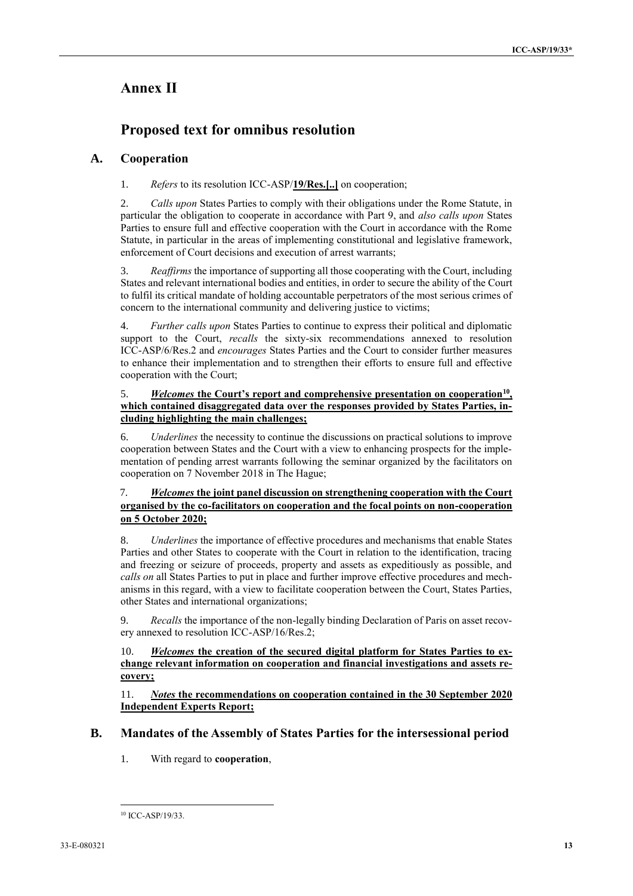# Annex II

# Proposed text for omnibus resolution

## A. Cooperation

1. *Refers* to its resolution ICC-ASP/**19/Res.[..]** on cooperation;

2. *Calls upon* States Parties to comply with their obligations under the Rome Statute, in particular the obligation to cooperate in accordance with Part 9, and *also calls upon* States Parties to ensure full and effective cooperation with the Court in accordance with the Rome Statute, in particular in the areas of implementing constitutional and legislative framework, enforcement of Court decisions and execution of arrest warrants;

3. *Reaffirms* the importance of supporting all those cooperating with the Court, including States and relevant international bodies and entities, in order to secure the ability of the Court to fulfil its critical mandate of holding accountable perpetrators of the most serious crimes of concern to the international community and delivering justice to victims;

4. *Further calls upon* States Parties to continue to express their political and diplomatic support to the Court, *recalls* the sixty-six recommendations annexed to resolution ICC-ASP/6/Res.2 and *encourages* States Parties and the Court to consider further measures to enhance their implementation and to strengthen their efforts to ensure full and effective cooperation with the Court;

5. ***Welcomes* the Court's report and comprehensive presentation on cooperation[10], which contained disaggregated data over the responses provided by States Parties, including highlighting the main challenges;**

6. *Underlines* the necessity to continue the discussions on practical solutions to improve cooperation between States and the Court with a view to enhancing prospects for the implementation of pending arrest warrants following the seminar organized by the facilitators on cooperation on 7 November 2018 in The Hague;

7. ***Welcomes* the joint panel discussion on strengthening cooperation with the Court organised by the co-facilitators on cooperation and the focal points on non-cooperation on 5 October 2020;**

8. *Underlines* the importance of effective procedures and mechanisms that enable States Parties and other States to cooperate with the Court in relation to the identification, tracing and freezing or seizure of proceeds, property and assets as expeditiously as possible, and *calls on* all States Parties to put in place and further improve effective procedures and mechanisms in this regard, with a view to facilitate cooperation between the Court, States Parties, other States and international organizations;

9. *Recalls* the importance of the non-legally binding Declaration of Paris on asset recovery annexed to resolution ICC-ASP/16/Res.2;

10. ***Welcomes* the creation of the secured digital platform for States Parties to exchange relevant information on cooperation and financial investigations and assets recovery;**

11. ***Notes* the recommendations on cooperation contained in the 30 September 2020 Independent Experts Report;**

## B. Mandates of the Assembly of States Parties for the intersessional period

1. With regard to **cooperation**,

[10] ICC-ASP/19/33.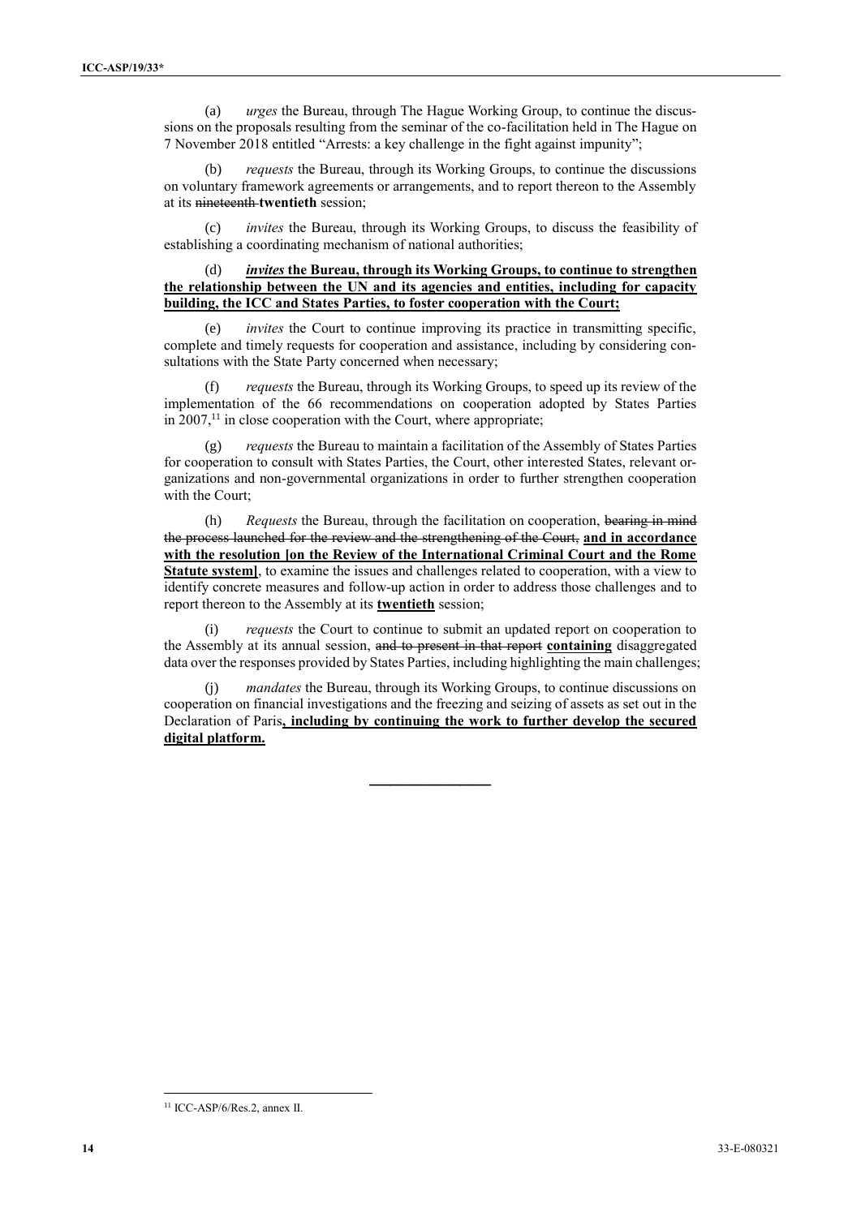(a) *urges* the Bureau, through The Hague Working Group, to continue the discussions on the proposals resulting from the seminar of the co-facilitation held in The Hague on 7 November 2018 entitled "Arrests: a key challenge in the fight against impunity";

(b) *requests* the Bureau, through its Working Groups, to continue the discussions on voluntary framework agreements or arrangements, and to report thereon to the Assembly at its ~~nineteenth~~ **twentieth** session;

(c) *invites* the Bureau, through its Working Groups, to discuss the feasibility of establishing a coordinating mechanism of national authorities;

(d) ***invites* the Bureau, through its Working Groups, to continue to strengthen the relationship between the UN and its agencies and entities, including for capacity building, the ICC and States Parties, to foster cooperation with the Court;**

(e) *invites* the Court to continue improving its practice in transmitting specific, complete and timely requests for cooperation and assistance, including by considering consultations with the State Party concerned when necessary;

(f) *requests* the Bureau, through its Working Groups, to speed up its review of the implementation of the 66 recommendations on cooperation adopted by States Parties in 2007,[11] in close cooperation with the Court, where appropriate;

(g) *requests* the Bureau to maintain a facilitation of the Assembly of States Parties for cooperation to consult with States Parties, the Court, other interested States, relevant organizations and non-governmental organizations in order to further strengthen cooperation with the Court;

(h) *Requests* the Bureau, through the facilitation on cooperation, ~~bearing in mind the process launched for the review and the strengthening of the Court,~~ **and in accordance with the resolution [on the Review of the International Criminal Court and the Rome Statute system]**, to examine the issues and challenges related to cooperation, with a view to identify concrete measures and follow-up action in order to address those challenges and to report thereon to the Assembly at its **twentieth** session;

(i) *requests* the Court to continue to submit an updated report on cooperation to the Assembly at its annual session, ~~and to present in that report~~ **containing** disaggregated data over the responses provided by States Parties, including highlighting the main challenges;

(j) *mandates* the Bureau, through its Working Groups, to continue discussions on cooperation on financial investigations and the freezing and seizing of assets as set out in the Declaration of Paris**, including by continuing the work to further develop the secured digital platform.**

---

[11] ICC-ASP/6/Res.2, annex II.